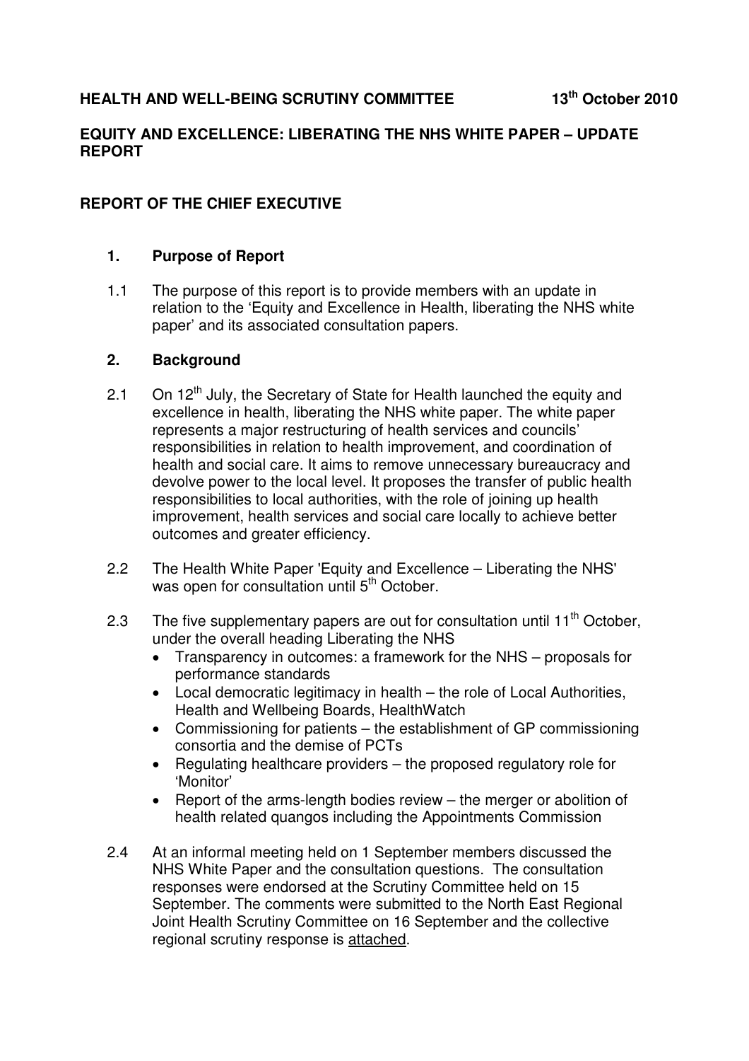**HEALTH AND WELL-BEING SCRUTINY COMMITTEE** **13th October 2010**

**EQUITY AND EXCELLENCE: LIBERATING THE NHS WHITE PAPER – UPDATE REPORT**

**REPORT OF THE CHIEF EXECUTIVE**

## 1. Purpose of Report

1.1 The purpose of this report is to provide members with an update in relation to the 'Equity and Excellence in Health, liberating the NHS white paper' and its associated consultation papers.

## 2. Background

2.1 On 12th July, the Secretary of State for Health launched the equity and excellence in health, liberating the NHS white paper. The white paper represents a major restructuring of health services and councils' responsibilities in relation to health improvement, and coordination of health and social care. It aims to remove unnecessary bureaucracy and devolve power to the local level. It proposes the transfer of public health responsibilities to local authorities, with the role of joining up health improvement, health services and social care locally to achieve better outcomes and greater efficiency.

2.2 The Health White Paper 'Equity and Excellence – Liberating the NHS' was open for consultation until 5th October.

2.3 The five supplementary papers are out for consultation until 11th October, under the overall heading Liberating the NHS

- Transparency in outcomes: a framework for the NHS – proposals for performance standards
- Local democratic legitimacy in health – the role of Local Authorities, Health and Wellbeing Boards, HealthWatch
- Commissioning for patients – the establishment of GP commissioning consortia and the demise of PCTs
- Regulating healthcare providers – the proposed regulatory role for 'Monitor'
- Report of the arms-length bodies review – the merger or abolition of health related quangos including the Appointments Commission

2.4 At an informal meeting held on 1 September members discussed the NHS White Paper and the consultation questions. The consultation responses were endorsed at the Scrutiny Committee held on 15 September. The comments were submitted to the North East Regional Joint Health Scrutiny Committee on 16 September and the collective regional scrutiny response is attached.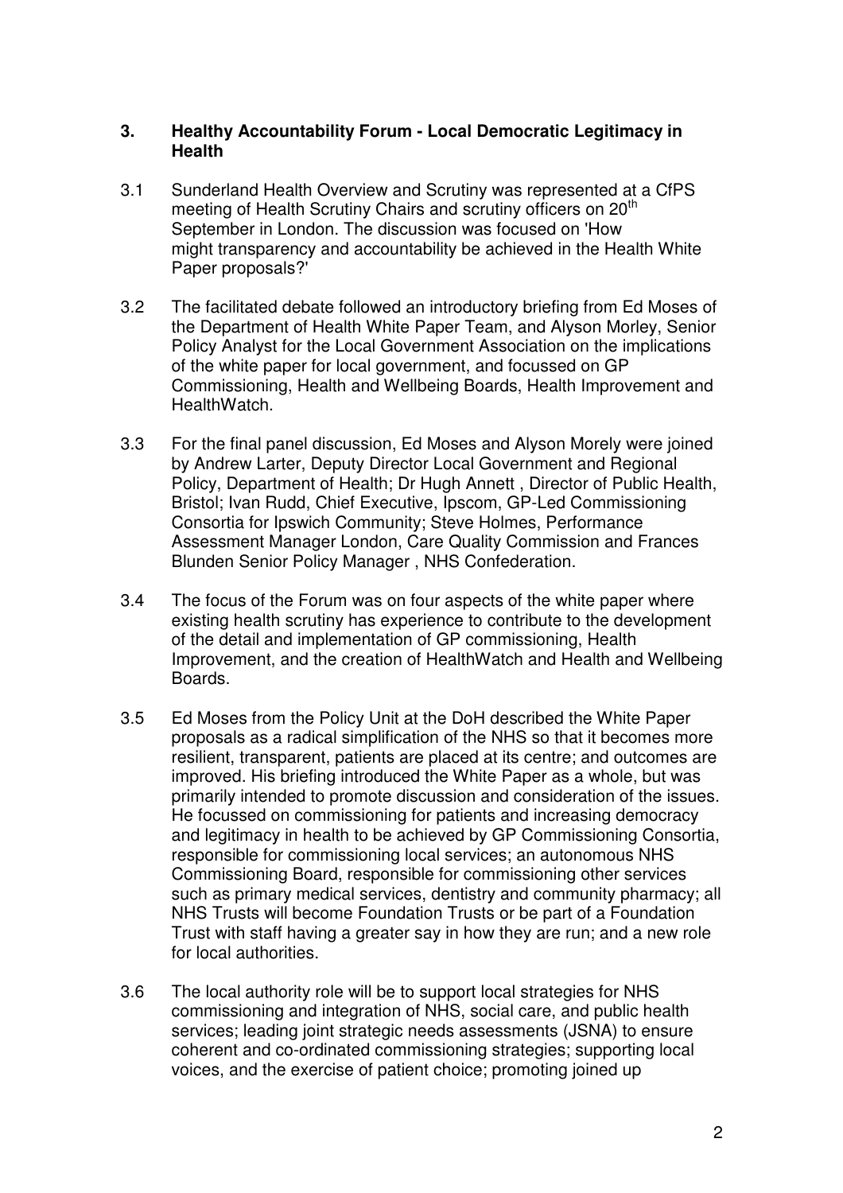## 3. Healthy Accountability Forum - Local Democratic Legitimacy in Health

3.1 Sunderland Health Overview and Scrutiny was represented at a CfPS meeting of Health Scrutiny Chairs and scrutiny officers on 20th September in London. The discussion was focused on 'How might transparency and accountability be achieved in the Health White Paper proposals?'

3.2 The facilitated debate followed an introductory briefing from Ed Moses of the Department of Health White Paper Team, and Alyson Morley, Senior Policy Analyst for the Local Government Association on the implications of the white paper for local government, and focussed on GP Commissioning, Health and Wellbeing Boards, Health Improvement and HealthWatch.

3.3 For the final panel discussion, Ed Moses and Alyson Morely were joined by Andrew Larter, Deputy Director Local Government and Regional Policy, Department of Health; Dr Hugh Annett , Director of Public Health, Bristol; Ivan Rudd, Chief Executive, Ipscom, GP-Led Commissioning Consortia for Ipswich Community; Steve Holmes, Performance Assessment Manager London, Care Quality Commission and Frances Blunden Senior Policy Manager , NHS Confederation.

3.4 The focus of the Forum was on four aspects of the white paper where existing health scrutiny has experience to contribute to the development of the detail and implementation of GP commissioning, Health Improvement, and the creation of HealthWatch and Health and Wellbeing Boards.

3.5 Ed Moses from the Policy Unit at the DoH described the White Paper proposals as a radical simplification of the NHS so that it becomes more resilient, transparent, patients are placed at its centre; and outcomes are improved. His briefing introduced the White Paper as a whole, but was primarily intended to promote discussion and consideration of the issues. He focussed on commissioning for patients and increasing democracy and legitimacy in health to be achieved by GP Commissioning Consortia, responsible for commissioning local services; an autonomous NHS Commissioning Board, responsible for commissioning other services such as primary medical services, dentistry and community pharmacy; all NHS Trusts will become Foundation Trusts or be part of a Foundation Trust with staff having a greater say in how they are run; and a new role for local authorities.

3.6 The local authority role will be to support local strategies for NHS commissioning and integration of NHS, social care, and public health services; leading joint strategic needs assessments (JSNA) to ensure coherent and co-ordinated commissioning strategies; supporting local voices, and the exercise of patient choice; promoting joined up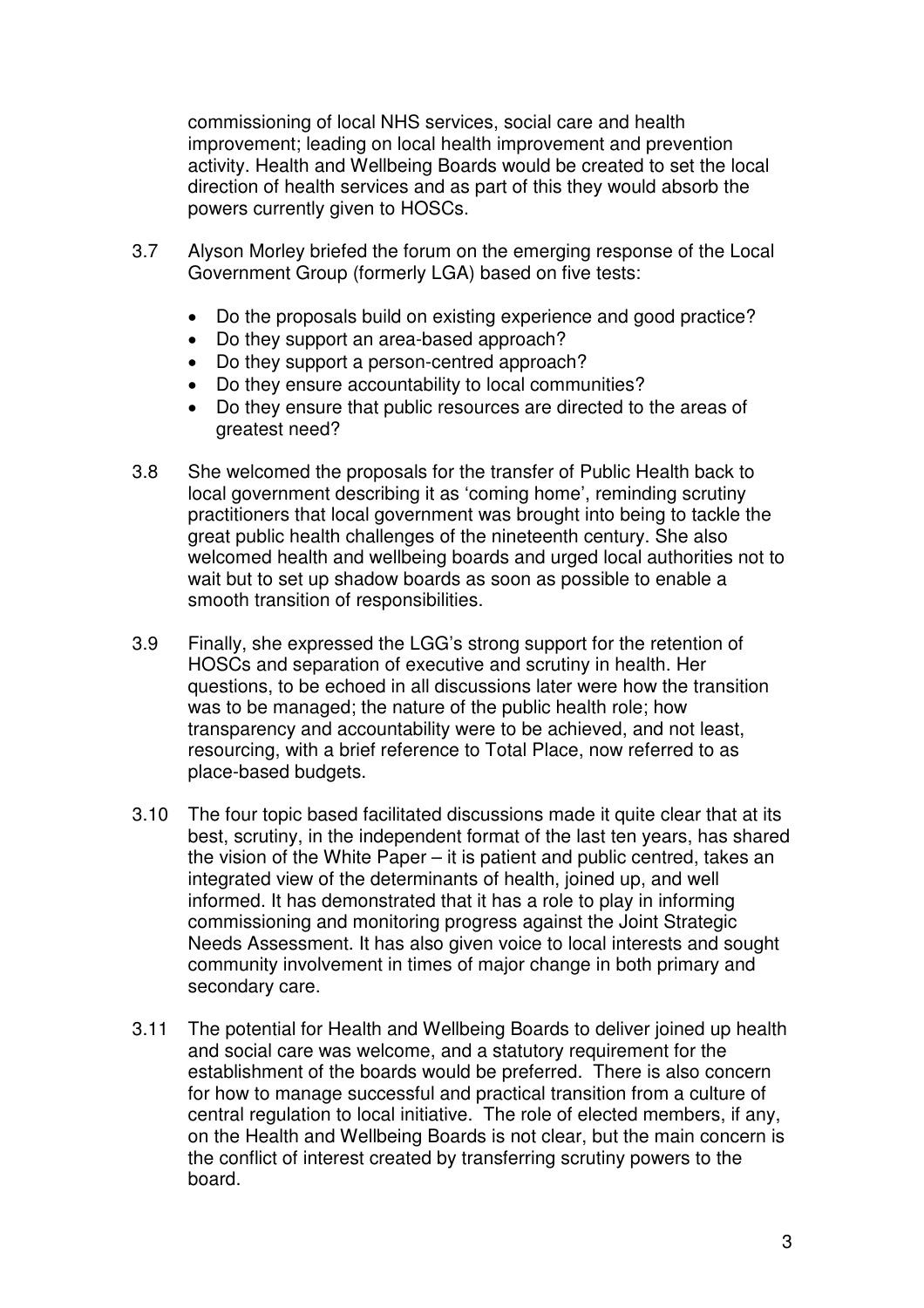commissioning of local NHS services, social care and health improvement; leading on local health improvement and prevention activity. Health and Wellbeing Boards would be created to set the local direction of health services and as part of this they would absorb the powers currently given to HOSCs.

3.7 Alyson Morley briefed the forum on the emerging response of the Local Government Group (formerly LGA) based on five tests:

- Do the proposals build on existing experience and good practice?
- Do they support an area-based approach?
- Do they support a person-centred approach?
- Do they ensure accountability to local communities?
- Do they ensure that public resources are directed to the areas of greatest need?

3.8 She welcomed the proposals for the transfer of Public Health back to local government describing it as 'coming home', reminding scrutiny practitioners that local government was brought into being to tackle the great public health challenges of the nineteenth century. She also welcomed health and wellbeing boards and urged local authorities not to wait but to set up shadow boards as soon as possible to enable a smooth transition of responsibilities.

3.9 Finally, she expressed the LGG's strong support for the retention of HOSCs and separation of executive and scrutiny in health. Her questions, to be echoed in all discussions later were how the transition was to be managed; the nature of the public health role; how transparency and accountability were to be achieved, and not least, resourcing, with a brief reference to Total Place, now referred to as place-based budgets.

3.10 The four topic based facilitated discussions made it quite clear that at its best, scrutiny, in the independent format of the last ten years, has shared the vision of the White Paper – it is patient and public centred, takes an integrated view of the determinants of health, joined up, and well informed. It has demonstrated that it has a role to play in informing commissioning and monitoring progress against the Joint Strategic Needs Assessment. It has also given voice to local interests and sought community involvement in times of major change in both primary and secondary care.

3.11 The potential for Health and Wellbeing Boards to deliver joined up health and social care was welcome, and a statutory requirement for the establishment of the boards would be preferred. There is also concern for how to manage successful and practical transition from a culture of central regulation to local initiative. The role of elected members, if any, on the Health and Wellbeing Boards is not clear, but the main concern is the conflict of interest created by transferring scrutiny powers to the board.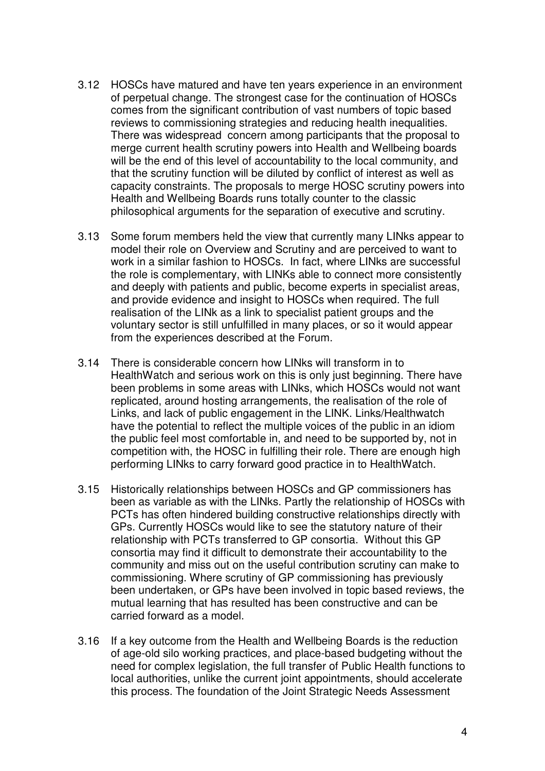3.12 HOSCs have matured and have ten years experience in an environment of perpetual change. The strongest case for the continuation of HOSCs comes from the significant contribution of vast numbers of topic based reviews to commissioning strategies and reducing health inequalities. There was widespread concern among participants that the proposal to merge current health scrutiny powers into Health and Wellbeing boards will be the end of this level of accountability to the local community, and that the scrutiny function will be diluted by conflict of interest as well as capacity constraints. The proposals to merge HOSC scrutiny powers into Health and Wellbeing Boards runs totally counter to the classic philosophical arguments for the separation of executive and scrutiny.

3.13 Some forum members held the view that currently many LINks appear to model their role on Overview and Scrutiny and are perceived to want to work in a similar fashion to HOSCs. In fact, where LINks are successful the role is complementary, with LINKs able to connect more consistently and deeply with patients and public, become experts in specialist areas, and provide evidence and insight to HOSCs when required. The full realisation of the LINk as a link to specialist patient groups and the voluntary sector is still unfulfilled in many places, or so it would appear from the experiences described at the Forum.

3.14 There is considerable concern how LINks will transform in to HealthWatch and serious work on this is only just beginning. There have been problems in some areas with LINks, which HOSCs would not want replicated, around hosting arrangements, the realisation of the role of Links, and lack of public engagement in the LINK. Links/Healthwatch have the potential to reflect the multiple voices of the public in an idiom the public feel most comfortable in, and need to be supported by, not in competition with, the HOSC in fulfilling their role. There are enough high performing LINks to carry forward good practice in to HealthWatch.

3.15 Historically relationships between HOSCs and GP commissioners has been as variable as with the LINks. Partly the relationship of HOSCs with PCTs has often hindered building constructive relationships directly with GPs. Currently HOSCs would like to see the statutory nature of their relationship with PCTs transferred to GP consortia. Without this GP consortia may find it difficult to demonstrate their accountability to the community and miss out on the useful contribution scrutiny can make to commissioning. Where scrutiny of GP commissioning has previously been undertaken, or GPs have been involved in topic based reviews, the mutual learning that has resulted has been constructive and can be carried forward as a model.

3.16 If a key outcome from the Health and Wellbeing Boards is the reduction of age-old silo working practices, and place-based budgeting without the need for complex legislation, the full transfer of Public Health functions to local authorities, unlike the current joint appointments, should accelerate this process. The foundation of the Joint Strategic Needs Assessment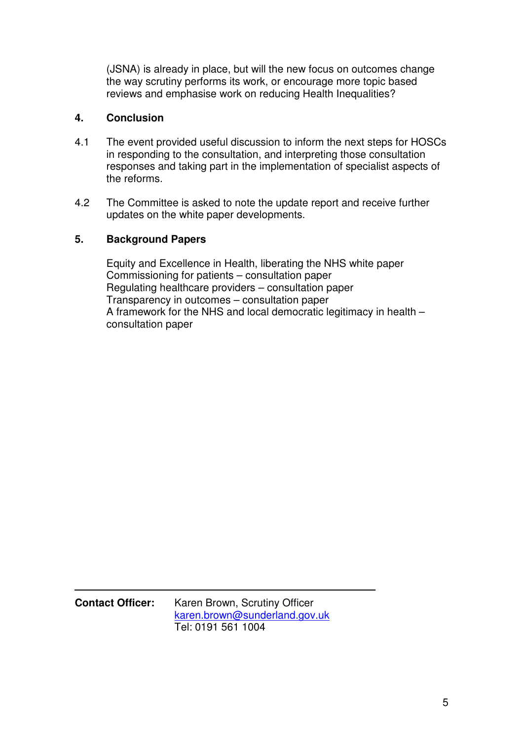(JSNA) is already in place, but will the new focus on outcomes change the way scrutiny performs its work, or encourage more topic based reviews and emphasise work on reducing Health Inequalities?

## 4. Conclusion

4.1 The event provided useful discussion to inform the next steps for HOSCs in responding to the consultation, and interpreting those consultation responses and taking part in the implementation of specialist aspects of the reforms.

4.2 The Committee is asked to note the update report and receive further updates on the white paper developments.

## 5. Background Papers

Equity and Excellence in Health, liberating the NHS white paper
Commissioning for patients – consultation paper
Regulating healthcare providers – consultation paper
Transparency in outcomes – consultation paper
A framework for the NHS and local democratic legitimacy in health – consultation paper

---

**Contact Officer:** Karen Brown, Scrutiny Officer
karen.brown@sunderland.gov.uk
Tel: 0191 561 1004